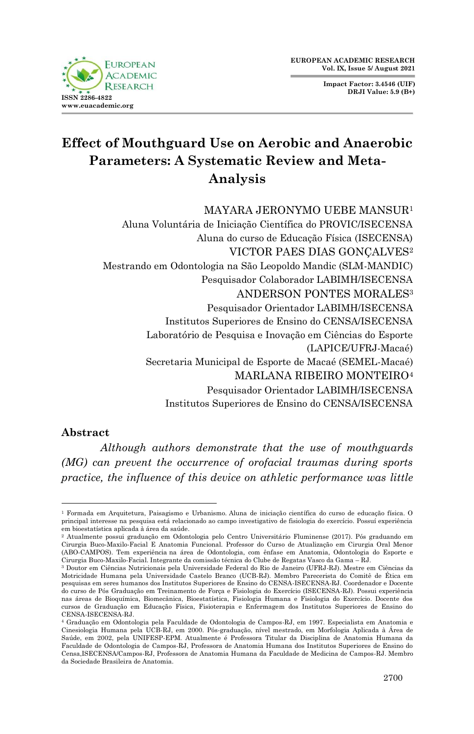# Effect of Mouthguard Use on Aerobic and Anaerobic Parameters: A Systematic Review and Meta-Analysis

MAYARA JERONYMO UEBE MANSUR[1]
Aluna Voluntária de Iniciação Científica do PROVIC/ISECENSA
Aluna do curso de Educação Física (ISECENSA)

VICTOR PAES DIAS GONÇALVES[2]
Mestrando em Odontologia na São Leopoldo Mandic (SLM-MANDIC)
Pesquisador Colaborador LABIMH/ISECENSA

ANDERSON PONTES MORALES[3]
Pesquisador Orientador LABIMH/ISECENSA
Institutos Superiores de Ensino do CENSA/ISECENSA
Laboratório de Pesquisa e Inovação em Ciências do Esporte (LAPICE/UFRJ-Macaé)
Secretaria Municipal de Esporte de Macaé (SEMEL-Macaé)

MARLANA RIBEIRO MONTEIRO[4]
Pesquisador Orientador LABIMH/ISECENSA
Institutos Superiores de Ensino do CENSA/ISECENSA

## Abstract

*Although authors demonstrate that the use of mouthguards (MG) can prevent the occurrence of orofacial traumas during sports practice, the influence of this device on athletic performance was little*

---

[1] Formada em Arquitetura, Paisagismo e Urbanismo. Aluna de iniciação científica do curso de educação física. O principal interesse na pesquisa está relacionado ao campo investigativo de fisiologia do exercício. Possuí experiência em bioestatística aplicada à área da saúde.

[2] Atualmente possui graduação em Odontologia pelo Centro Universitário Fluminense (2017). Pós graduando em Cirurgia Buco-Maxilo-Facial E Anatomia Funcional. Professor do Curso de Atualização em Cirurgia Oral Menor (ABO-CAMPOS). Tem experiência na área de Odontologia, com ênfase em Anatomia, Odontologia do Esporte e Cirurgia Buco-Maxilo-Facial. Integrante da comissão técnica do Clube de Regatas Vasco da Gama – RJ.

[3] Doutor em Ciências Nutricionais pela Universidade Federal do Rio de Janeiro (UFRJ-RJ). Mestre em Ciências da Motricidade Humana pela Universidade Castelo Branco (UCB-RJ). Membro Parecerista do Comitê de Ética em pesquisas em seres humanos dos Institutos Superiores de Ensino do CENSA-ISECENSA-RJ. Coordenador e Docente do curso de Pós Graduação em Treinamento de Força e Fisiologia do Exercício (ISECENSA-RJ). Possui experiência nas áreas de Bioquímica, Biomecânica, Bioestatística, Fisiologia Humana e Fisiologia do Exercício. Docente dos cursos de Graduação em Educação Física, Fisioterapia e Enfermagem dos Institutos Superiores de Ensino do CENSA-ISECENSA-RJ.

[4] Graduação em Odontologia pela Faculdade de Odontologia de Campos-RJ, em 1997. Especialista em Anatomia e Cinesiologia Humana pela UCB-RJ, em 2000. Pós-graduação, nível mestrado, em Morfologia Aplicada à Área de Saúde, em 2002, pela UNIFESP-EPM. Atualmente é Professora Titular da Disciplina de Anatomia Humana da Faculdade de Odontologia de Campos-RJ, Professora de Anatomia Humana dos Institutos Superiores de Ensino do Censa,ISECENSA/Campos-RJ, Professora de Anatomia Humana da Faculdade de Medicina de Campos-RJ. Membro da Sociedade Brasileira de Anatomia.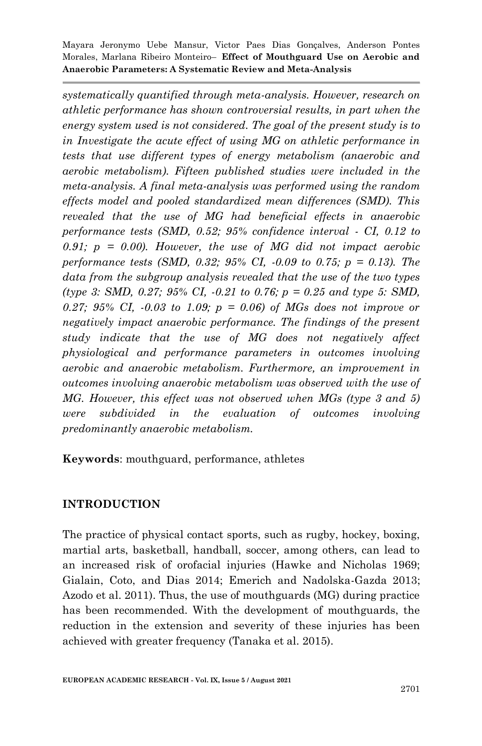*systematically quantified through meta-analysis. However, research on athletic performance has shown controversial results, in part when the energy system used is not considered. The goal of the present study is to in Investigate the acute effect of using MG on athletic performance in tests that use different types of energy metabolism (anaerobic and aerobic metabolism). Fifteen published studies were included in the meta-analysis. A final meta-analysis was performed using the random effects model and pooled standardized mean differences (SMD). This revealed that the use of MG had beneficial effects in anaerobic performance tests (SMD, 0.52; 95% confidence interval - CI, 0.12 to 0.91; p = 0.00). However, the use of MG did not impact aerobic performance tests (SMD, 0.32; 95% CI, -0.09 to 0.75; p = 0.13). The data from the subgroup analysis revealed that the use of the two types (type 3: SMD, 0.27; 95% CI, -0.21 to 0.76; p = 0.25 and type 5: SMD, 0.27; 95% CI, -0.03 to 1.09; p = 0.06) of MGs does not improve or negatively impact anaerobic performance. The findings of the present study indicate that the use of MG does not negatively affect physiological and performance parameters in outcomes involving aerobic and anaerobic metabolism. Furthermore, an improvement in outcomes involving anaerobic metabolism was observed with the use of MG. However, this effect was not observed when MGs (type 3 and 5) were subdivided in the evaluation of outcomes involving predominantly anaerobic metabolism.*

**Keywords**: mouthguard, performance, athletes

## INTRODUCTION

The practice of physical contact sports, such as rugby, hockey, boxing, martial arts, basketball, handball, soccer, among others, can lead to an increased risk of orofacial injuries (Hawke and Nicholas 1969; Gialain, Coto, and Dias 2014; Emerich and Nadolska-Gazda 2013; Azodo et al. 2011). Thus, the use of mouthguards (MG) during practice has been recommended. With the development of mouthguards, the reduction in the extension and severity of these injuries has been achieved with greater frequency (Tanaka et al. 2015).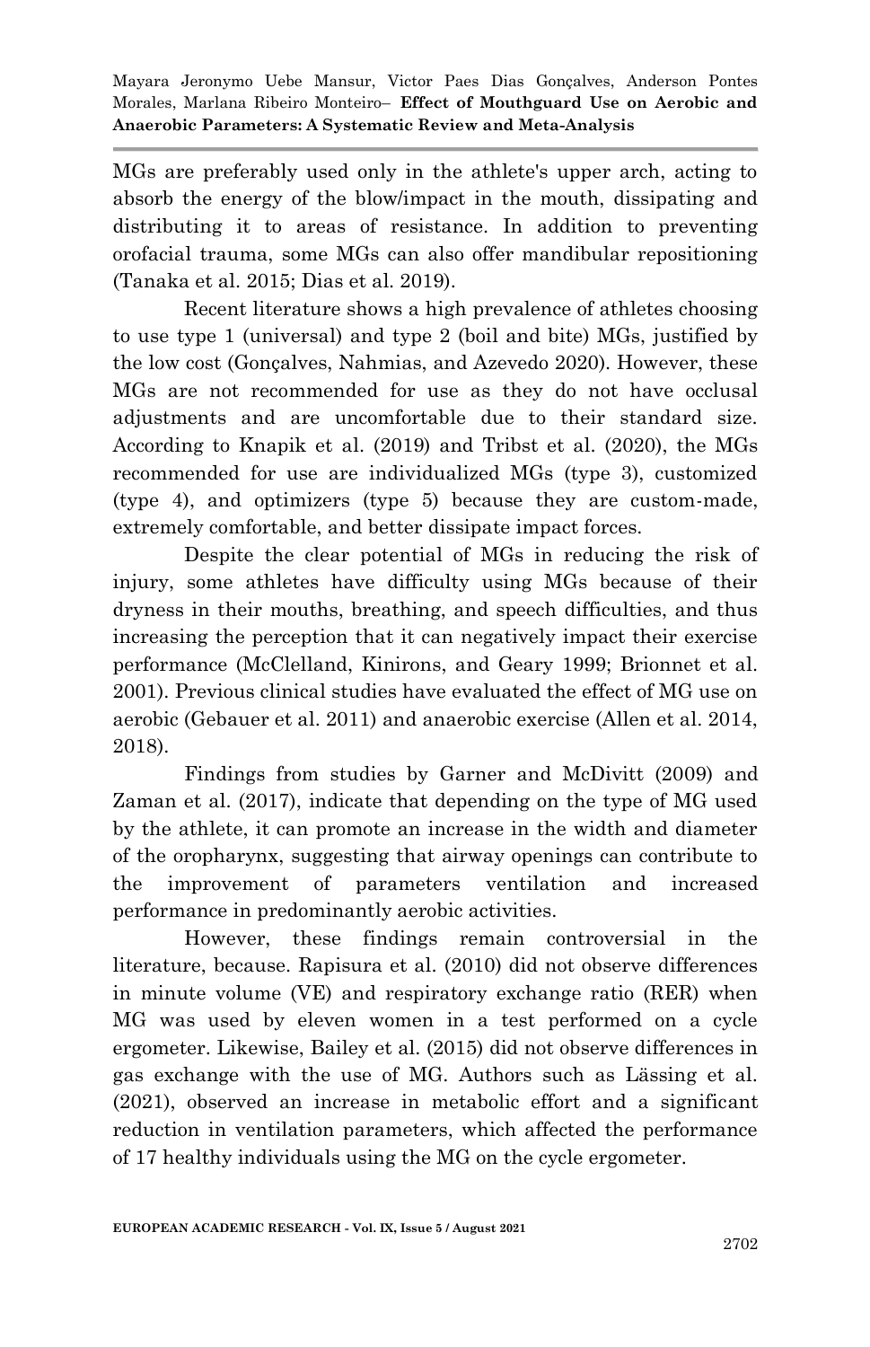MGs are preferably used only in the athlete's upper arch, acting to absorb the energy of the blow/impact in the mouth, dissipating and distributing it to areas of resistance. In addition to preventing orofacial trauma, some MGs can also offer mandibular repositioning (Tanaka et al. 2015; Dias et al. 2019).

Recent literature shows a high prevalence of athletes choosing to use type 1 (universal) and type 2 (boil and bite) MGs, justified by the low cost (Gonçalves, Nahmias, and Azevedo 2020). However, these MGs are not recommended for use as they do not have occlusal adjustments and are uncomfortable due to their standard size. According to Knapik et al. (2019) and Tribst et al. (2020), the MGs recommended for use are individualized MGs (type 3), customized (type 4), and optimizers (type 5) because they are custom-made, extremely comfortable, and better dissipate impact forces.

Despite the clear potential of MGs in reducing the risk of injury, some athletes have difficulty using MGs because of their dryness in their mouths, breathing, and speech difficulties, and thus increasing the perception that it can negatively impact their exercise performance (McClelland, Kinirons, and Geary 1999; Brionnet et al. 2001). Previous clinical studies have evaluated the effect of MG use on aerobic (Gebauer et al. 2011) and anaerobic exercise (Allen et al. 2014, 2018).

Findings from studies by Garner and McDivitt (2009) and Zaman et al. (2017), indicate that depending on the type of MG used by the athlete, it can promote an increase in the width and diameter of the oropharynx, suggesting that airway openings can contribute to the improvement of parameters ventilation and increased performance in predominantly aerobic activities.

However, these findings remain controversial in the literature, because. Rapisura et al. (2010) did not observe differences in minute volume (VE) and respiratory exchange ratio (RER) when MG was used by eleven women in a test performed on a cycle ergometer. Likewise, Bailey et al. (2015) did not observe differences in gas exchange with the use of MG. Authors such as Lässing et al. (2021), observed an increase in metabolic effort and a significant reduction in ventilation parameters, which affected the performance of 17 healthy individuals using the MG on the cycle ergometer.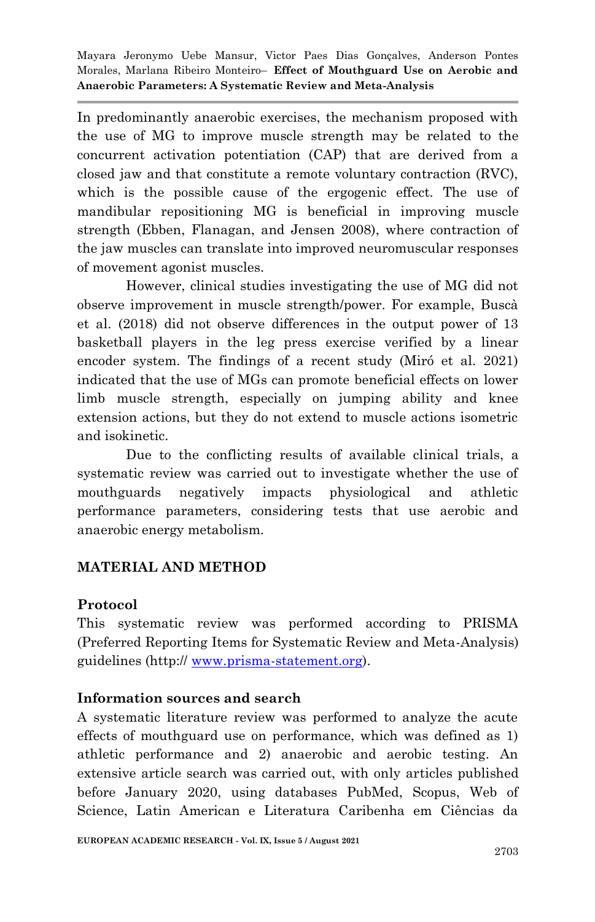In predominantly anaerobic exercises, the mechanism proposed with the use of MG to improve muscle strength may be related to the concurrent activation potentiation (CAP) that are derived from a closed jaw and that constitute a remote voluntary contraction (RVC), which is the possible cause of the ergogenic effect. The use of mandibular repositioning MG is beneficial in improving muscle strength (Ebben, Flanagan, and Jensen 2008), where contraction of the jaw muscles can translate into improved neuromuscular responses of movement agonist muscles.

However, clinical studies investigating the use of MG did not observe improvement in muscle strength/power. For example, Buscà et al. (2018) did not observe differences in the output power of 13 basketball players in the leg press exercise verified by a linear encoder system. The findings of a recent study (Miró et al. 2021) indicated that the use of MGs can promote beneficial effects on lower limb muscle strength, especially on jumping ability and knee extension actions, but they do not extend to muscle actions isometric and isokinetic.

Due to the conflicting results of available clinical trials, a systematic review was carried out to investigate whether the use of mouthguards negatively impacts physiological and athletic performance parameters, considering tests that use aerobic and anaerobic energy metabolism.

## MATERIAL AND METHOD

### Protocol

This systematic review was performed according to PRISMA (Preferred Reporting Items for Systematic Review and Meta-Analysis) guidelines (http:// www.prisma-statement.org).

### Information sources and search

A systematic literature review was performed to analyze the acute effects of mouthguard use on performance, which was defined as 1) athletic performance and 2) anaerobic and aerobic testing. An extensive article search was carried out, with only articles published before January 2020, using databases PubMed, Scopus, Web of Science, Latin American e Literatura Caribenha em Ciências da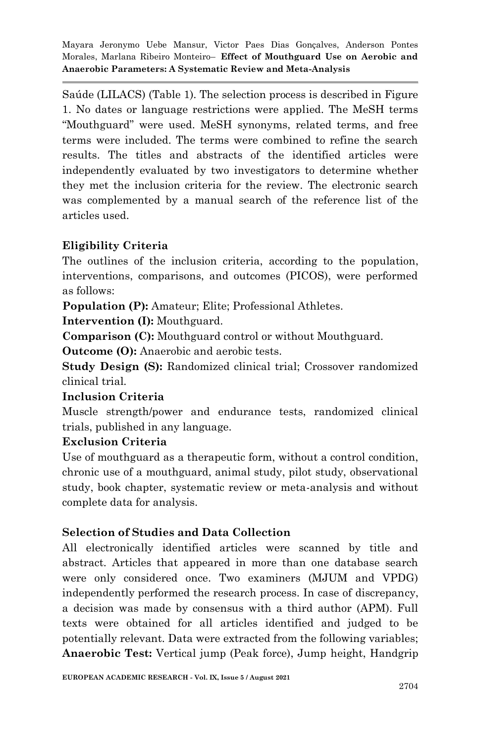Saúde (LILACS) (Table 1). The selection process is described in Figure 1. No dates or language restrictions were applied. The MeSH terms "Mouthguard" were used. MeSH synonyms, related terms, and free terms were included. The terms were combined to refine the search results. The titles and abstracts of the identified articles were independently evaluated by two investigators to determine whether they met the inclusion criteria for the review. The electronic search was complemented by a manual search of the reference list of the articles used.

## Eligibility Criteria

The outlines of the inclusion criteria, according to the population, interventions, comparisons, and outcomes (PICOS), were performed as follows:

**Population (P):** Amateur; Elite; Professional Athletes.

**Intervention (I):** Mouthguard.

**Comparison (C):** Mouthguard control or without Mouthguard.

**Outcome (O):** Anaerobic and aerobic tests.

**Study Design (S):** Randomized clinical trial; Crossover randomized clinical trial.

### Inclusion Criteria

Muscle strength/power and endurance tests, randomized clinical trials, published in any language.

### Exclusion Criteria

Use of mouthguard as a therapeutic form, without a control condition, chronic use of a mouthguard, animal study, pilot study, observational study, book chapter, systematic review or meta-analysis and without complete data for analysis.

## Selection of Studies and Data Collection

All electronically identified articles were scanned by title and abstract. Articles that appeared in more than one database search were only considered once. Two examiners (MJUM and VPDG) independently performed the research process. In case of discrepancy, a decision was made by consensus with a third author (APM). Full texts were obtained for all articles identified and judged to be potentially relevant. Data were extracted from the following variables; **Anaerobic Test:** Vertical jump (Peak force), Jump height, Handgrip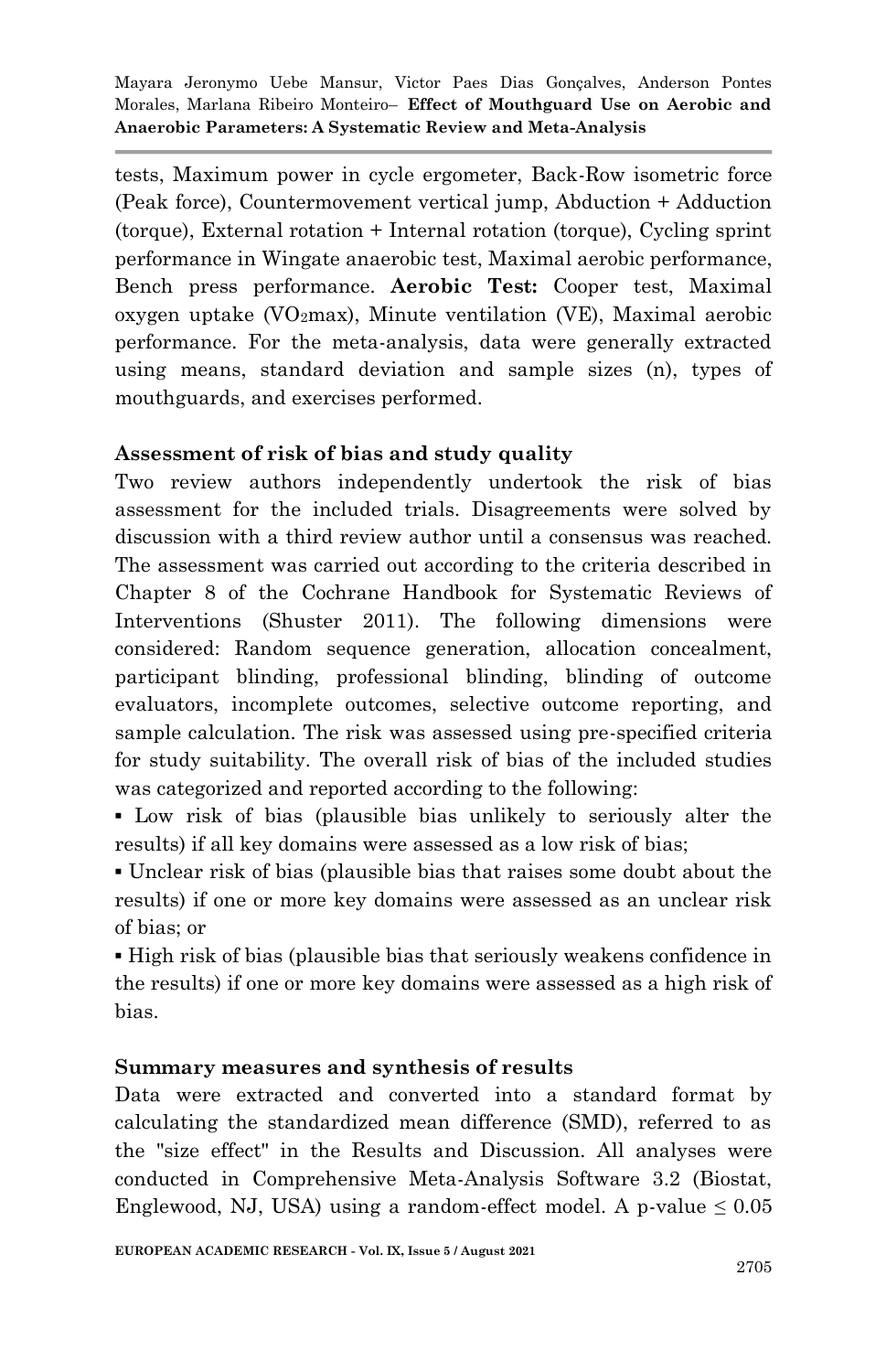tests, Maximum power in cycle ergometer, Back-Row isometric force (Peak force), Countermovement vertical jump, Abduction + Adduction (torque), External rotation + Internal rotation (torque), Cycling sprint performance in Wingate anaerobic test, Maximal aerobic performance, Bench press performance. **Aerobic Test:** Cooper test, Maximal oxygen uptake ($VO_2max$), Minute ventilation (VE), Maximal aerobic performance. For the meta-analysis, data were generally extracted using means, standard deviation and sample sizes (n), types of mouthguards, and exercises performed.

### Assessment of risk of bias and study quality

Two review authors independently undertook the risk of bias assessment for the included trials. Disagreements were solved by discussion with a third review author until a consensus was reached. The assessment was carried out according to the criteria described in Chapter 8 of the Cochrane Handbook for Systematic Reviews of Interventions (Shuster 2011). The following dimensions were considered: Random sequence generation, allocation concealment, participant blinding, professional blinding, blinding of outcome evaluators, incomplete outcomes, selective outcome reporting, and sample calculation. The risk was assessed using pre-specified criteria for study suitability. The overall risk of bias of the included studies was categorized and reported according to the following:

- Low risk of bias (plausible bias unlikely to seriously alter the results) if all key domains were assessed as a low risk of bias;
- Unclear risk of bias (plausible bias that raises some doubt about the results) if one or more key domains were assessed as an unclear risk of bias; or
- High risk of bias (plausible bias that seriously weakens confidence in the results) if one or more key domains were assessed as a high risk of bias.

### Summary measures and synthesis of results

Data were extracted and converted into a standard format by calculating the standardized mean difference (SMD), referred to as the "size effect" in the Results and Discussion. All analyses were conducted in Comprehensive Meta-Analysis Software 3.2 (Biostat, Englewood, NJ, USA) using a random-effect model. A p-value $\leq 0.05$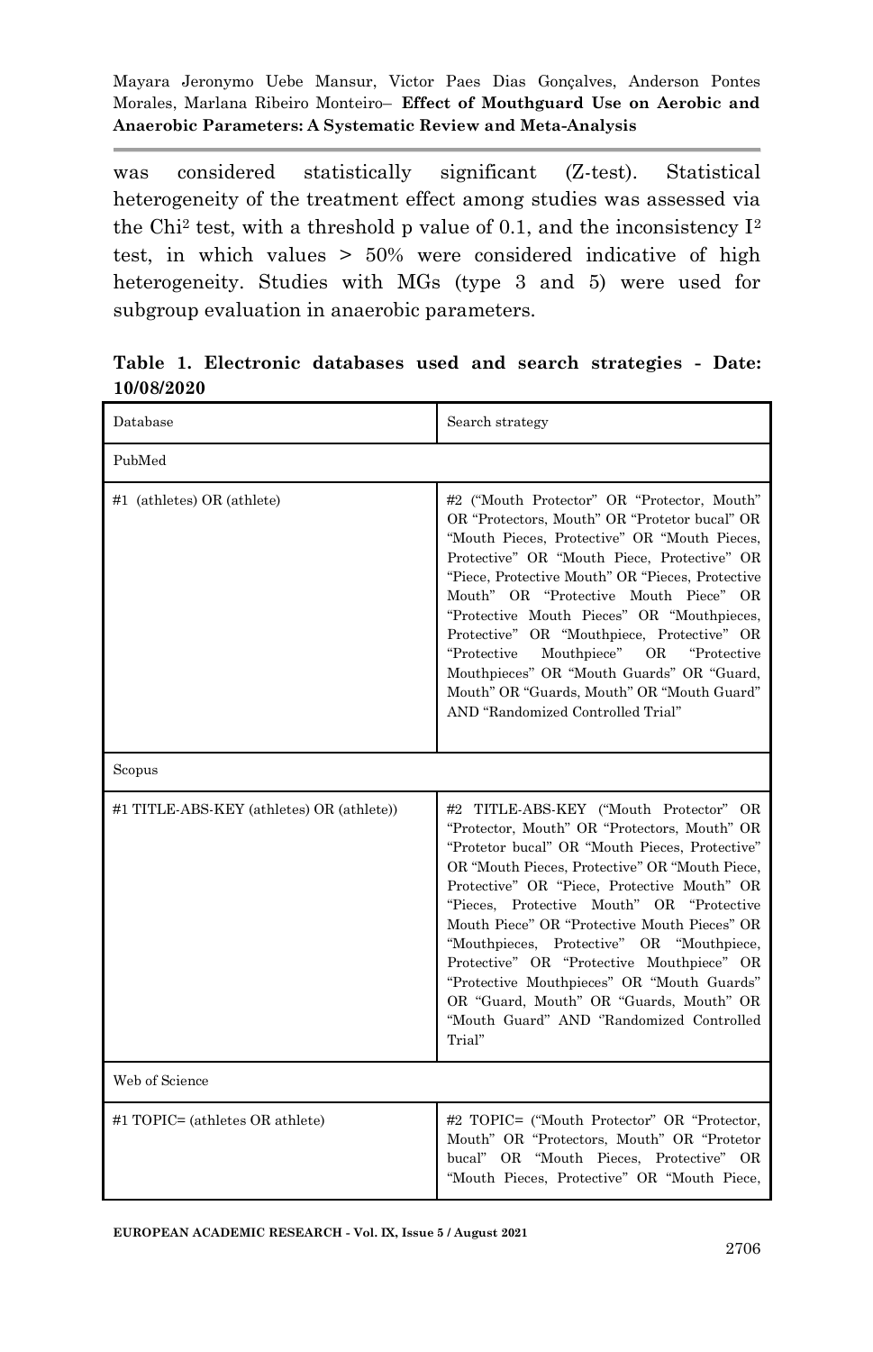was considered statistically significant (Z-test). Statistical heterogeneity of the treatment effect among studies was assessed via the $Chi^2$ test, with a threshold p value of 0.1, and the inconsistency $I^2$ test, in which values > 50% were considered indicative of high heterogeneity. Studies with MGs (type 3 and 5) were used for subgroup evaluation in anaerobic parameters.

**Table 1. Electronic databases used and search strategies - Date: 10/08/2020**

| Database | Search strategy |
|---|---|
| PubMed | |
| #1 (athletes) OR (athlete) | #2 ("Mouth Protector" OR "Protector, Mouth" OR "Protectors, Mouth" OR "Protetor bucal" OR "Mouth Pieces, Protective" OR "Mouth Pieces, Protective" OR "Mouth Piece, Protective" OR "Piece, Protective Mouth" OR "Pieces, Protective Mouth" OR "Protective Mouth Piece" OR "Protective Mouth Pieces" OR "Mouthpieces, Protective" OR "Mouthpiece, Protective" OR "Protective Mouthpiece" OR "Protective Mouthpieces" OR "Mouth Guards" OR "Guard, Mouth" OR "Guards, Mouth" OR "Mouth Guard" AND "Randomized Controlled Trial" |
| Scopus | |
| #1 TITLE-ABS-KEY (athletes) OR (athlete)) | #2 TITLE-ABS-KEY ("Mouth Protector" OR "Protector, Mouth" OR "Protectors, Mouth" OR "Protetor bucal" OR "Mouth Pieces, Protective" OR "Mouth Pieces, Protective" OR "Mouth Piece, Protective" OR "Piece, Protective Mouth" OR "Pieces, Protective Mouth" OR "Protective Mouth Piece" OR "Protective Mouth Pieces" OR "Mouthpieces, Protective" OR "Mouthpiece, Protective" OR "Protective Mouthpiece" OR "Protective Mouthpieces" OR "Mouth Guards" OR "Guard, Mouth" OR "Guards, Mouth" OR "Mouth Guard" AND "Randomized Controlled Trial" |
| Web of Science | |
| #1 TOPIC= (athletes OR athlete) | #2 TOPIC= ("Mouth Protector" OR "Protector, Mouth" OR "Protectors, Mouth" OR "Protetor bucal" OR "Mouth Pieces, Protective" OR "Mouth Pieces, Protective" OR "Mouth Piece, |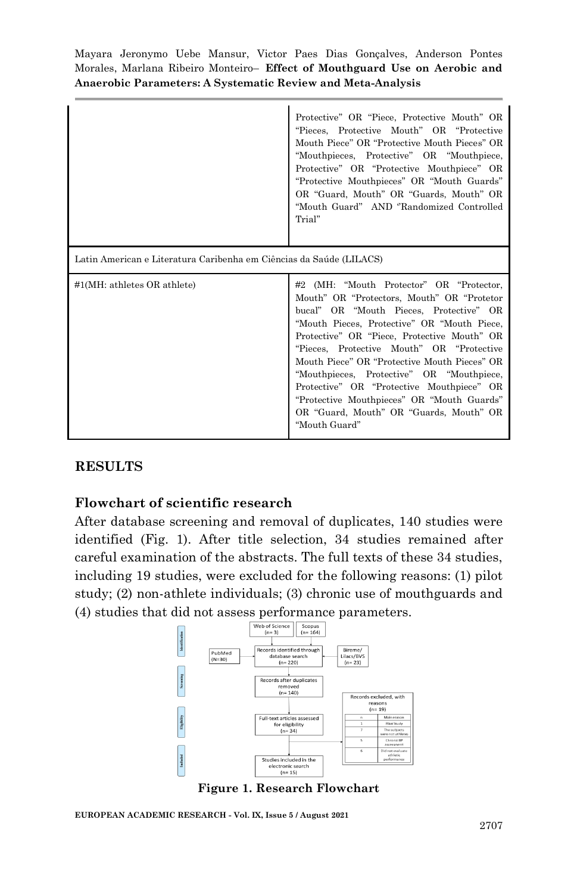| | |
|---|---|
| | Protective" OR "Piece, Protective Mouth" OR "Pieces, Protective Mouth" OR "Protective Mouth Piece" OR "Protective Mouth Pieces" OR "Mouthpieces, Protective" OR "Mouthpiece, Protective" OR "Protective Mouthpiece" OR "Protective Mouthpieces" OR "Mouth Guards" OR "Guard, Mouth" OR "Guards, Mouth" OR "Mouth Guard" AND "Randomized Controlled Trial" |
| Latin American e Literatura Caribenha em Ciências da Saúde (LILACS) | |
| #1(MH: athletes OR athlete) | #2 (MH: "Mouth Protector" OR "Protector, Mouth" OR "Protectors, Mouth" OR "Protetor bucal" OR "Mouth Pieces, Protective" OR "Mouth Pieces, Protective" OR "Mouth Piece, Protective" OR "Piece, Protective Mouth" OR "Pieces, Protective Mouth" OR "Protective Mouth Piece" OR "Protective Mouth Pieces" OR "Mouthpieces, Protective" OR "Mouthpiece, Protective" OR "Protective Mouthpiece" OR "Protective Mouthpieces" OR "Mouth Guards" OR "Guard, Mouth" OR "Guards, Mouth" OR "Mouth Guard" |

## RESULTS

### Flowchart of scientific research

After database screening and removal of duplicates, 140 studies were identified (Fig. 1). After title selection, 34 studies remained after careful examination of the abstracts. The full texts of these 34 studies, including 19 studies, were excluded for the following reasons: (1) pilot study; (2) non-athlete individuals; (3) chronic use of mouthguards and (4) studies that did not assess performance parameters.

**Figure 1. Research Flowchart**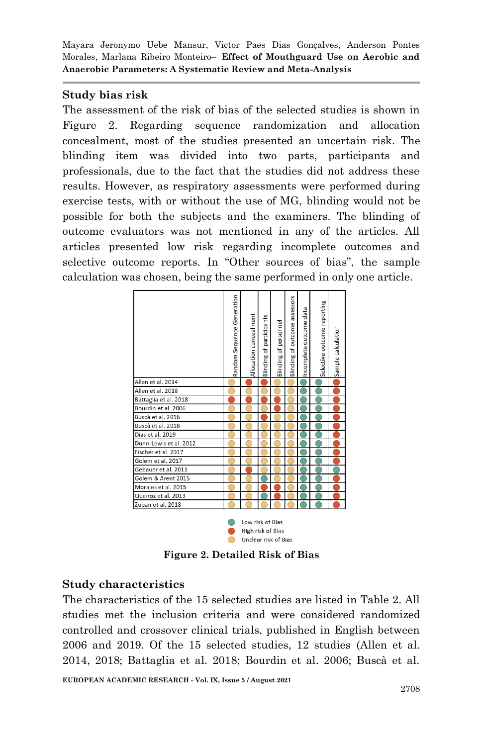## Study bias risk

The assessment of the risk of bias of the selected studies is shown in Figure 2. Regarding sequence randomization and allocation concealment, most of the studies presented an uncertain risk. The blinding item was divided into two parts, participants and professionals, due to the fact that the studies did not address these results. However, as respiratory assessments were performed during exercise tests, with or without the use of MG, blinding would not be possible for both the subjects and the examiners. The blinding of outcome evaluators was not mentioned in any of the articles. All articles presented low risk regarding incomplete outcomes and selective outcome reports. In "Other sources of bias", the sample calculation was chosen, being the same performed in only one article.

| | Random Sequence Generation | Allocation concealment | Blinding of participants | Blinding of personnel | Blinding of outcome assessors | Incomplete outcome data | Selective outcome reporting | Sample calculation |
|---|---|---|---|---|---|---|---|---|
| Allen et al. 2014 | Unclear | High | High | Unclear | Unclear | Low | Low | High |
| Allen et al. 2018 | Unclear | Unclear | Unclear | Unclear | Unclear | Low | Low | High |
| Battaglia et al. 2018 | High | High | High | High | Unclear | Low | Low | High |
| Bourdin et al. 2006 | Unclear | Unclear | Unclear | High | Unclear | Low | Low | High |
| Buscà et al. 2016 | Unclear | Unclear | High | Unclear | Unclear | Low | Low | High |
| Buscà et al. 2018 | Unclear | Unclear | Unclear | Unclear | Unclear | Low | Low | High |
| Dias et al. 2019 | Unclear | Unclear | Unclear | Unclear | Unclear | Low | Low | High |
| Dunn-Lewis et al. 2012 | Unclear | Unclear | Unclear | Unclear | Unclear | Low | Low | High |
| Fischer et al. 2017 | Unclear | Unclear | Unclear | Unclear | Unclear | Low | Low | High |
| Golem et al. 2017 | Unclear | Unclear | Unclear | Unclear | Unclear | Low | Low | High |
| Gebauer et al. 2011 | Unclear | High | Unclear | Unclear | Unclear | Low | Low | Low |
| Golem & Arent 2015 | Unclear | Unclear | Low | Unclear | Unclear | Low | Low | High |
| Morales et al. 2015 | Unclear | Unclear | High | High | Unclear | Low | Low | High |
| Queiroz et al. 2013 | Unclear | Unclear | Low | High | Unclear | Low | Low | High |
| Zupan et al. 2018 | Unclear | Unclear | Unclear | Unclear | Unclear | Low | Low | High |

Low risk of Bias / High risk of Bias / Unclear risk of Bias

**Figure 2. Detailed Risk of Bias**

## Study characteristics

The characteristics of the 15 selected studies are listed in Table 2. All studies met the inclusion criteria and were considered randomized controlled and crossover clinical trials, published in English between 2006 and 2019. Of the 15 selected studies, 12 studies (Allen et al. 2014, 2018; Battaglia et al. 2018; Bourdin et al. 2006; Buscà et al.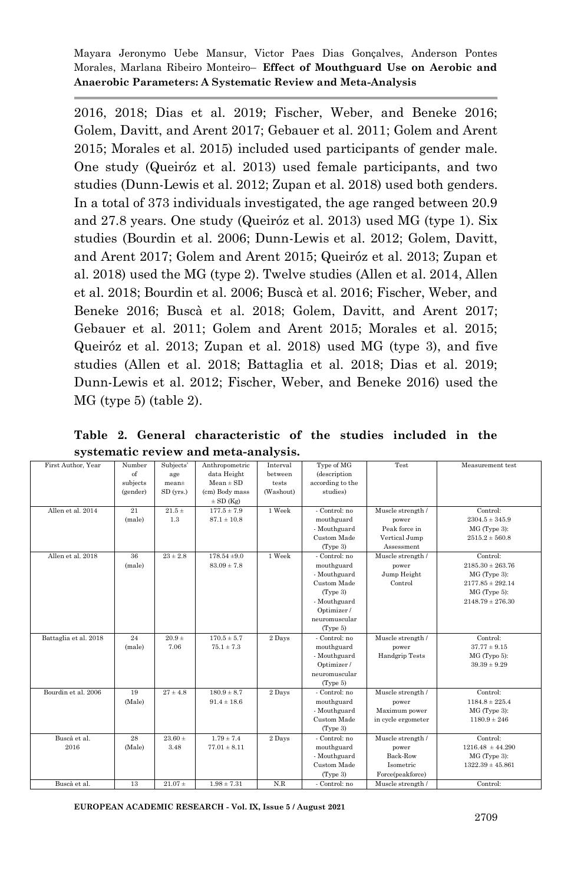2016, 2018; Dias et al. 2019; Fischer, Weber, and Beneke 2016; Golem, Davitt, and Arent 2017; Gebauer et al. 2011; Golem and Arent 2015; Morales et al. 2015) included used participants of gender male. One study (Queiróz et al. 2013) used female participants, and two studies (Dunn-Lewis et al. 2012; Zupan et al. 2018) used both genders. In a total of 373 individuals investigated, the age ranged between 20.9 and 27.8 years. One study (Queiróz et al. 2013) used MG (type 1). Six studies (Bourdin et al. 2006; Dunn-Lewis et al. 2012; Golem, Davitt, and Arent 2017; Golem and Arent 2015; Queiróz et al. 2013; Zupan et al. 2018) used the MG (type 2). Twelve studies (Allen et al. 2014, Allen et al. 2018; Bourdin et al. 2006; Buscà et al. 2016; Fischer, Weber, and Beneke 2016; Buscà et al. 2018; Golem, Davitt, and Arent 2017; Gebauer et al. 2011; Golem and Arent 2015; Morales et al. 2015; Queiróz et al. 2013; Zupan et al. 2018) used MG (type 3), and five studies (Allen et al. 2018; Battaglia et al. 2018; Dias et al. 2019; Dunn-Lewis et al. 2012; Fischer, Weber, and Beneke 2016) used the MG (type 5) (table 2).

**Table 2. General characteristic of the studies included in the systematic review and meta-analysis.**

| First Author, Year | Number of subjects (gender) | Subjects' age mean± SD (yrs.) | Anthropometric data Height Mean ± SD (cm) Body mass ± SD (Kg) | Interval between tests (Washout) | Type of MG (description according to the studies) | Test | Measurement test |
|---|---|---|---|---|---|---|---|
| Allen et al. 2014 | 21 (male) | 21.5 ± 1.3 | 177.5 ± 7.9<br>87.1 ± 10.8 | 1 Week | - Control: no mouthguard<br>- Mouthguard Custom Made (Type 3) | Muscle strength / power<br>Peak force in Vertical Jump Assessment | Control:<br>2304.5 ± 345.9<br>MG (Type 3):<br>2515.2 ± 560.8 |
| Allen et al. 2018 | 36 (male) | 23 ± 2.8 | 178.54 ±9.0<br>83.09 ± 7.8 | 1 Week | - Control: no mouthguard<br>- Mouthguard Custom Made (Type 3)<br>- Mouthguard Optimizer / neuromuscular (Type 5) | Muscle strength / power<br>Jump Height Control | Control:<br>2185.30 ± 263.76<br>MG (Type 3):<br>2177.85 ± 292.14<br>MG (Type 5):<br>2148.79 ± 276.30 |
| Battaglia et al. 2018 | 24 (male) | 20.9 ± 7.06 | 170.5 ± 5.7<br>75.1 ± 7.3 | 2 Days | - Control: no mouthguard<br>- Mouthguard Optimizer / neuromuscular (Type 5) | Muscle strength / power<br>Handgrip Tests | Control:<br>37.77 ± 9.15<br>MG (Typo 5):<br>39.39 ± 9.29 |
| Bourdin et al. 2006 | 19 (Male) | 27 ± 4.8 | 180.9 ± 8.7<br>91.4 ± 18.6 | 2 Days | - Control: no mouthguard<br>- Mouthguard Custom Made (Type 3) | Muscle strength / power<br>Maximum power in cycle ergometer | Control:<br>1184.8 ± 225.4<br>MG (Type 3):<br>1180.9 ± 246 |
| Buscà et al. 2016 | 28 (Male) | 23.60 ± 3.48 | 1.79 ± 7.4<br>77.01 ± 8.11 | 2 Days | - Control: no mouthguard<br>- Mouthguard Custom Made (Type 3) | Muscle strength / power<br>Back-Row Isometric Force(peakforce) | Control:<br>1216.48 ± 44.290<br>MG (Type 3):<br>1322.39 ± 45.861 |
| Buscà et al. | 13 | 21.07 ± | 1.98 ± 7.31 | N.R | - Control: no | Muscle strength / | Control: |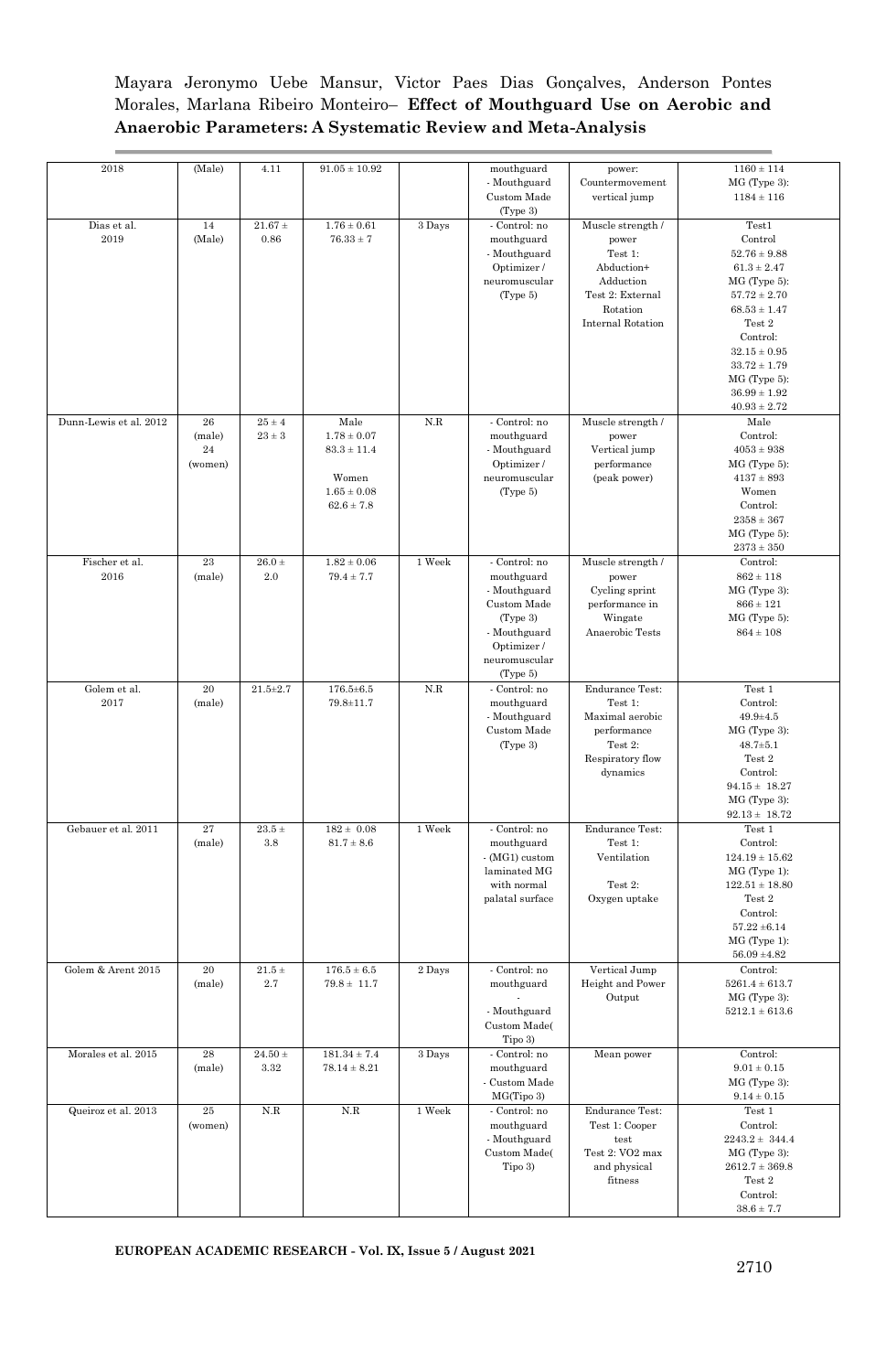| | | | | | | | |
|---|---|---|---|---|---|---|---|
| 2018 | (Male) | 4.11 | 91.05 ± 10.92 | | mouthguard<br>- Mouthguard Custom Made (Type 3) | power: Countermovement vertical jump | 1160 ± 114<br>MG (Type 3):<br>1184 ± 116 |
| Dias et al. 2019 | 14 (Male) | 21.67 ± 0.86 | 1.76 ± 0.61<br>76.33 ± 7 | 3 Days | - Control: no mouthguard<br>- Mouthguard Optimizer / neuromuscular (Type 5) | Muscle strength / power<br>Test 1: Abduction+ Adduction<br>Test 2: External Rotation Internal Rotation | Test1<br>Control<br>52.76 ± 9.88<br>61.3 ± 2.47<br>MG (Type 5):<br>57.72 ± 2.70<br>68.53 ± 1.47<br>Test 2<br>Control:<br>32.15 ± 0.95<br>33.72 ± 1.79<br>MG (Type 5):<br>36.99 ± 1.92<br>40.93 ± 2.72 |
| Dunn-Lewis et al. 2012 | 26 (male)<br>24 (women) | 25 ± 4<br>23 ± 3 | Male<br>1.78 ± 0.07<br>83.3 ± 11.4<br>Women<br>1.65 ± 0.08<br>62.6 ± 7.8 | N.R | - Control: no mouthguard<br>- Mouthguard Optimizer / neuromuscular (Type 5) | Muscle strength / power<br>Vertical jump performance (peak power) | Male<br>Control:<br>4053 ± 938<br>MG (Type 5):<br>4137 ± 893<br>Women<br>Control:<br>2358 ± 367<br>MG (Type 5):<br>2373 ± 350 |
| Fischer et al. 2016 | 23 (male) | 26.0 ± 2.0 | 1.82 ± 0.06<br>79.4 ± 7.7 | 1 Week | - Control: no mouthguard<br>- Mouthguard Custom Made (Type 3)<br>- Mouthguard Optimizer / neuromuscular (Type 5) | Muscle strength / power<br>Cycling sprint performance in Wingate Anaerobic Tests | Control:<br>862 ± 118<br>MG (Type 3):<br>866 ± 121<br>MG (Type 5):<br>864 ± 108 |
| Golem et al. 2017 | 20 (male) | 21.5±2.7 | 176.5±6.5<br>79.8±11.7 | N.R | - Control: no mouthguard<br>- Mouthguard Custom Made (Type 3) | Endurance Test:<br>Test 1: Maximal aerobic performance<br>Test 2: Respiratory flow dynamics | Test 1<br>Control:<br>49.9±4.5<br>MG (Type 3):<br>48.7±5.1<br>Test 2<br>Control:<br>94.15 ± 18.27<br>MG (Type 3):<br>92.13 ± 18.72 |
| Gebauer et al. 2011 | 27 (male) | 23.5 ± 3.8 | 182 ± 0.08<br>81.7 ± 8.6 | 1 Week | - Control: no mouthguard<br>- (MG1) custom laminated MG with normal palatal surface | Endurance Test:<br>Test 1: Ventilation<br>Test 2: Oxygen uptake | Test 1<br>Control:<br>124.19 ± 15.62<br>MG (Type 1):<br>122.51 ± 18.80<br>Test 2<br>Control:<br>57.22 ±6.14<br>MG (Type 1):<br>56.09 ±4.82 |
| Golem & Arent 2015 | 20 (male) | 21.5 ± 2.7 | 176.5 ± 6.5<br>79.8 ± 11.7 | 2 Days | - Control: no mouthguard<br>-<br>- Mouthguard Custom Made( Tipo 3) | Vertical Jump Height and Power Output | Control:<br>5261.4 ± 613.7<br>MG (Type 3):<br>5212.1 ± 613.6 |
| Morales et al. 2015 | 28 (male) | 24.50 ± 3.32 | 181.34 ± 7.4<br>78.14 ± 8.21 | 3 Days | - Control: no mouthguard<br>- Custom Made MG(Tipo 3) | Mean power | Control:<br>9.01 ± 0.15<br>MG (Type 3):<br>9.14 ± 0.15 |
| Queiroz et al. 2013 | 25 (women) | N.R | N.R | 1 Week | - Control: no mouthguard<br>- Mouthguard Custom Made( Tipo 3) | Endurance Test:<br>Test 1: Cooper test<br>Test 2: VO2 max and physical fitness | Test 1<br>Control:<br>2243.2 ± 344.4<br>MG (Type 3):<br>2612.7 ± 369.8<br>Test 2<br>Control:<br>38.6 ± 7.7 |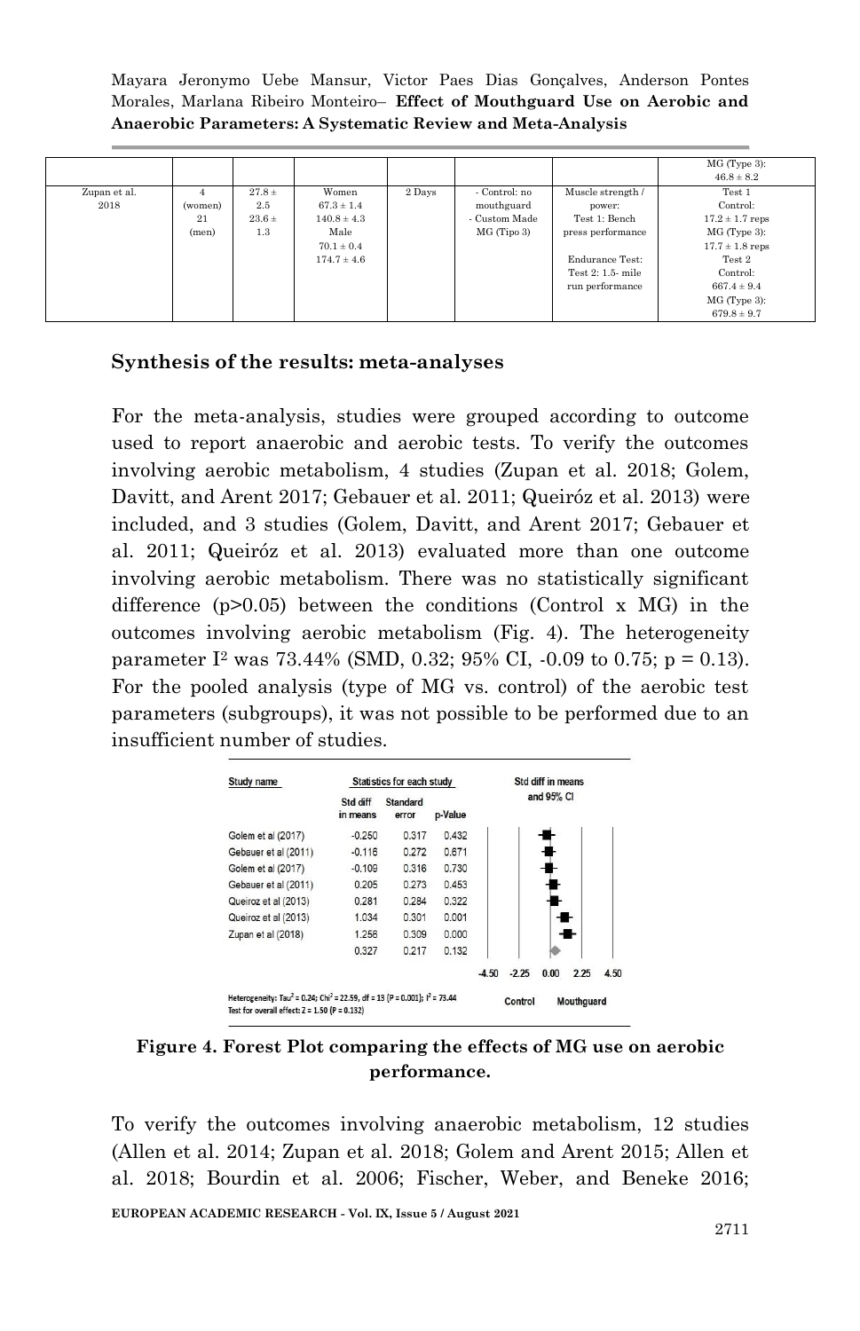| | | | | | | | |
|---|---|---|---|---|---|---|---|
| | | | | | | | MG (Type 3): 46.8 ± 8.2 |
| Zupan et al. 2018 | 4 (women) 21 (men) | 27.8 ± 2.5 23.6 ± 1.3 | Women 67.3 ± 1.4 140.8 ± 4.3 Male 70.1 ± 0.4 174.7 ± 4.6 | 2 Days | - Control: no mouthguard - Custom Made MG (Tipo 3) | Muscle strength / power: Test 1: Bench press performance Endurance Test: Test 2: 1.5- mile run performance | Test 1 Control: 17.2 ± 1.7 reps MG (Type 3): 17.7 ± 1.8 reps Test 2 Control: 667.4 ± 9.4 MG (Type 3): 679.8 ± 9.7 |

## Synthesis of the results: meta-analyses

For the meta-analysis, studies were grouped according to outcome used to report anaerobic and aerobic tests. To verify the outcomes involving aerobic metabolism, 4 studies (Zupan et al. 2018; Golem, Davitt, and Arent 2017; Gebauer et al. 2011; Queiróz et al. 2013) were included, and 3 studies (Golem, Davitt, and Arent 2017; Gebauer et al. 2011; Queiróz et al. 2013) evaluated more than one outcome involving aerobic metabolism. There was no statistically significant difference ($p>0.05$) between the conditions (Control x MG) in the outcomes involving aerobic metabolism (Fig. 4). The heterogeneity parameter $I^2$ was 73.44% (SMD, 0.32; 95% CI, -0.09 to 0.75; $p = 0.13$). For the pooled analysis (type of MG vs. control) of the aerobic test parameters (subgroups), it was not possible to be performed due to an insufficient number of studies.

| Study name | Std diff in means | Standard error | p-Value |
|---|---|---|---|
| Golem et al (2017) | -0.250 | 0.317 | 0.432 |
| Gebauer et al (2011) | -0.116 | 0.272 | 0.671 |
| Golem et al (2017) | -0.109 | 0.316 | 0.730 |
| Gebauer et al (2011) | 0.205 | 0.273 | 0.453 |
| Queiroz et al (2013) | 0.281 | 0.284 | 0.322 |
| Queiroz et al (2013) | 1.034 | 0.301 | 0.001 |
| Zupan et al (2018) | 1.256 | 0.309 | 0.000 |
| | 0.327 | 0.217 | 0.132 |

Heterogeneity: $Tau^2 = 0.24$; $Chi^2 = 22.59$, df = 13 ($P = 0.001$); $I^2 = 73.44$
Test for overall effect: $Z = 1.50$ ($P = 0.132$)

Control — Mouthguard

**Figure 4. Forest Plot comparing the effects of MG use on aerobic performance.**

To verify the outcomes involving anaerobic metabolism, 12 studies (Allen et al. 2014; Zupan et al. 2018; Golem and Arent 2015; Allen et al. 2018; Bourdin et al. 2006; Fischer, Weber, and Beneke 2016;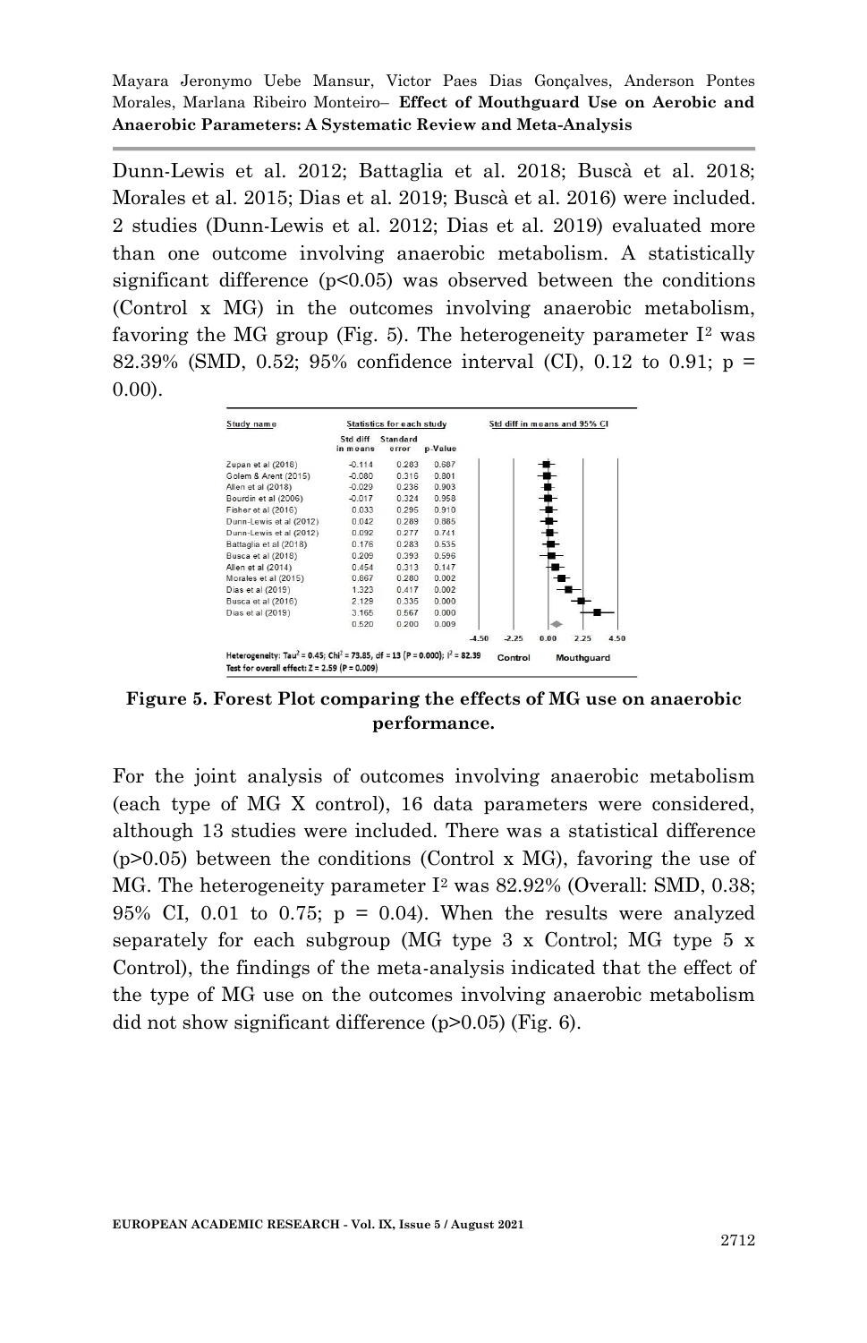Dunn-Lewis et al. 2012; Battaglia et al. 2018; Buscà et al. 2018; Morales et al. 2015; Dias et al. 2019; Buscà et al. 2016) were included. 2 studies (Dunn-Lewis et al. 2012; Dias et al. 2019) evaluated more than one outcome involving anaerobic metabolism. A statistically significant difference ($p<0.05$) was observed between the conditions (Control x MG) in the outcomes involving anaerobic metabolism, favoring the MG group (Fig. 5). The heterogeneity parameter $I^2$ was 82.39% (SMD, 0.52; 95% confidence interval (CI), 0.12 to 0.91; p = 0.00).

| Study name | Std diff in means | Standard error | p-Value |
|---|---|---|---|
| Zupan et al (2018) | -0.114 | 0.283 | 0.687 |
| Golem & Arent (2015) | -0.080 | 0.316 | 0.801 |
| Allen et al (2018) | -0.029 | 0.236 | 0.903 |
| Bourdin et al (2006) | -0.017 | 0.324 | 0.958 |
| Fisher et al (2016) | 0.033 | 0.295 | 0.910 |
| Dunn-Lewis et al (2012) | 0.042 | 0.289 | 0.885 |
| Dunn-Lewis et al (2012) | 0.092 | 0.277 | 0.741 |
| Battaglia et al (2018) | 0.176 | 0.283 | 0.535 |
| Busca et al (2018) | 0.209 | 0.393 | 0.596 |
| Allen et al (2014) | 0.454 | 0.313 | 0.147 |
| Morales et al (2015) | 0.867 | 0.280 | 0.002 |
| Dias et al (2019) | 1.323 | 0.417 | 0.002 |
| Busca et al (2016) | 2.129 | 0.335 | 0.000 |
| Dias et al (2019) | 3.165 | 0.567 | 0.000 |
| | 0.520 | 0.200 | 0.009 |

Heterogeneity: $Tau^2 = 0.45$; $Chi^2 = 73.85$, $df = 13$ ($P = 0.000$); $I^2 = 82.39$

Test for overall effect: $Z = 2.59$ ($P = 0.009$)

Std diff in means and 95% CI: -4.50, -2.25, 0.00, 2.25, 4.50 — Control / Mouthguard

**Figure 5. Forest Plot comparing the effects of MG use on anaerobic performance.**

For the joint analysis of outcomes involving anaerobic metabolism (each type of MG X control), 16 data parameters were considered, although 13 studies were included. There was a statistical difference ($p>0.05$) between the conditions (Control x MG), favoring the use of MG. The heterogeneity parameter $I^2$ was 82.92% (Overall: SMD, 0.38; 95% CI, 0.01 to 0.75; p = 0.04). When the results were analyzed separately for each subgroup (MG type 3 x Control; MG type 5 x Control), the findings of the meta-analysis indicated that the effect of the type of MG use on the outcomes involving anaerobic metabolism did not show significant difference ($p>0.05$) (Fig. 6).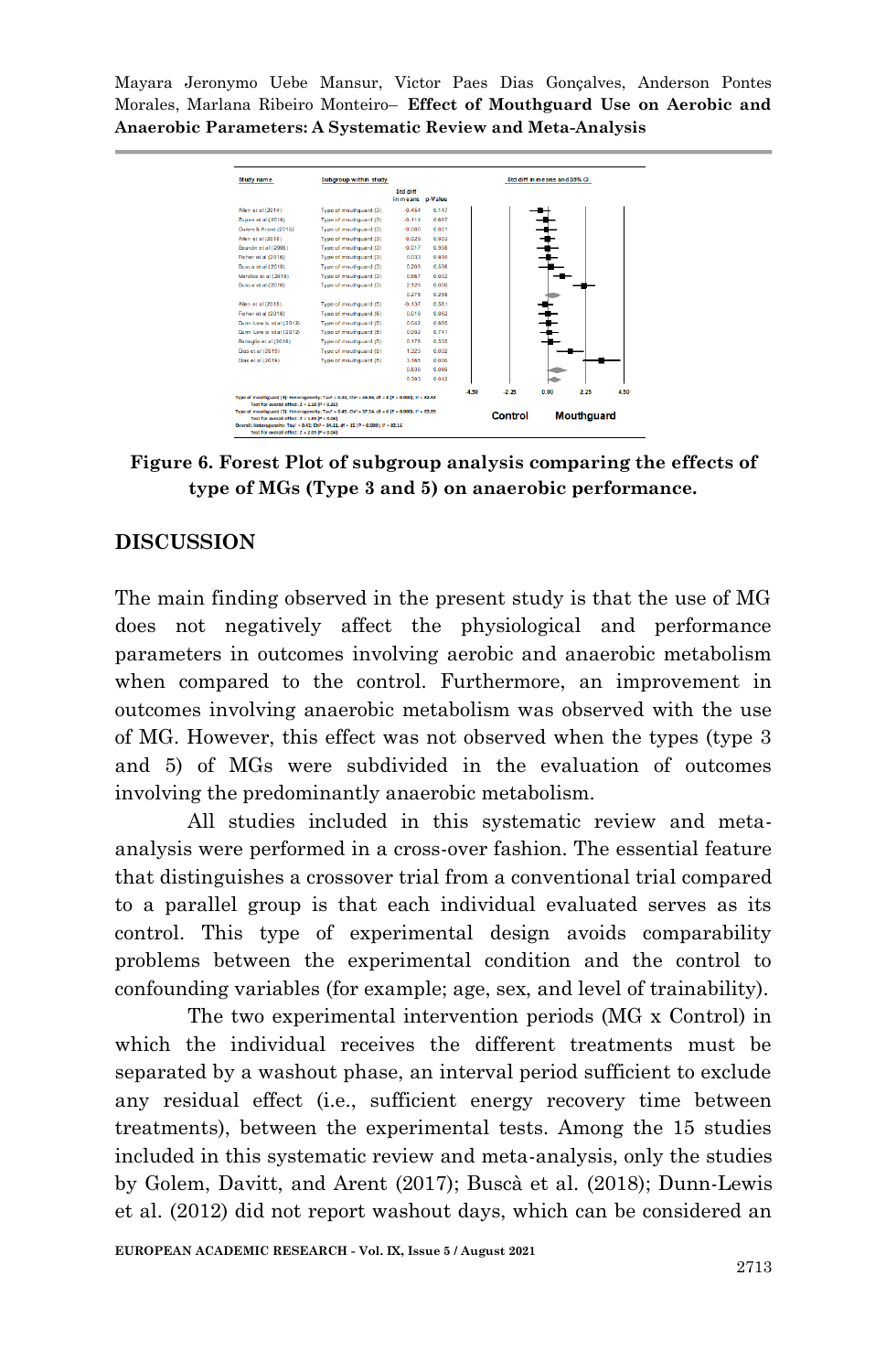Figure 6. **Forest Plot of subgroup analysis comparing the effects of type of MGs (Type 3 and 5) on anaerobic performance.**

## DISCUSSION

The main finding observed in the present study is that the use of MG does not negatively affect the physiological and performance parameters in outcomes involving aerobic and anaerobic metabolism when compared to the control. Furthermore, an improvement in outcomes involving anaerobic metabolism was observed with the use of MG. However, this effect was not observed when the types (type 3 and 5) of MGs were subdivided in the evaluation of outcomes involving the predominantly anaerobic metabolism.

All studies included in this systematic review and meta-analysis were performed in a cross-over fashion. The essential feature that distinguishes a crossover trial from a conventional trial compared to a parallel group is that each individual evaluated serves as its control. This type of experimental design avoids comparability problems between the experimental condition and the control to confounding variables (for example; age, sex, and level of trainability).

The two experimental intervention periods (MG x Control) in which the individual receives the different treatments must be separated by a washout phase, an interval period sufficient to exclude any residual effect (i.e., sufficient energy recovery time between treatments), between the experimental tests. Among the 15 studies included in this systematic review and meta-analysis, only the studies by Golem, Davitt, and Arent (2017); Buscà et al. (2018); Dunn-Lewis et al. (2012) did not report washout days, which can be considered an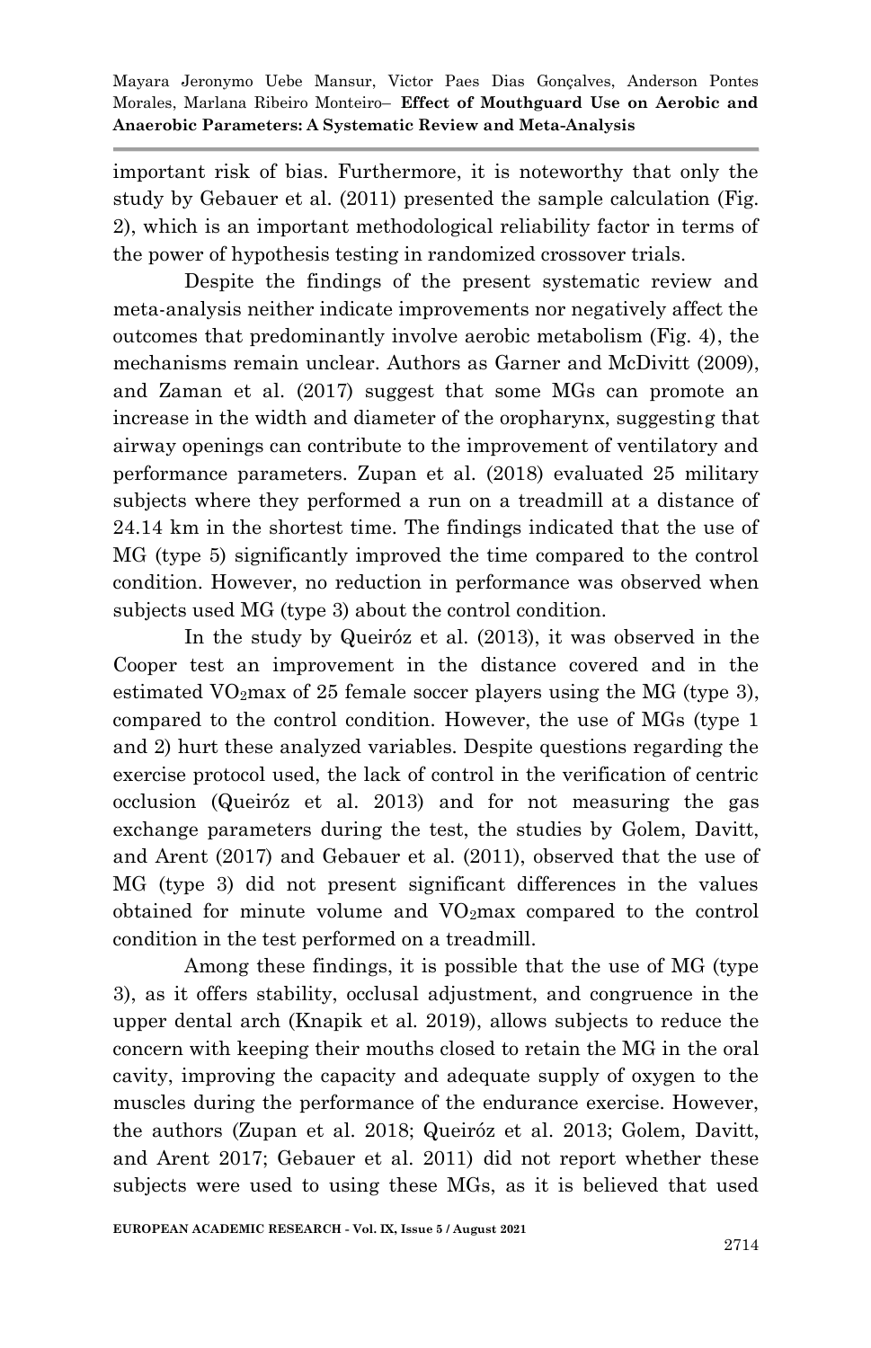important risk of bias. Furthermore, it is noteworthy that only the study by Gebauer et al. (2011) presented the sample calculation (Fig. 2), which is an important methodological reliability factor in terms of the power of hypothesis testing in randomized crossover trials.

Despite the findings of the present systematic review and meta-analysis neither indicate improvements nor negatively affect the outcomes that predominantly involve aerobic metabolism (Fig. 4), the mechanisms remain unclear. Authors as Garner and McDivitt (2009), and Zaman et al. (2017) suggest that some MGs can promote an increase in the width and diameter of the oropharynx, suggesting that airway openings can contribute to the improvement of ventilatory and performance parameters. Zupan et al. (2018) evaluated 25 military subjects where they performed a run on a treadmill at a distance of 24.14 km in the shortest time. The findings indicated that the use of MG (type 5) significantly improved the time compared to the control condition. However, no reduction in performance was observed when subjects used MG (type 3) about the control condition.

In the study by Queiróz et al. (2013), it was observed in the Cooper test an improvement in the distance covered and in the estimated $VO_2max$ of 25 female soccer players using the MG (type 3), compared to the control condition. However, the use of MGs (type 1 and 2) hurt these analyzed variables. Despite questions regarding the exercise protocol used, the lack of control in the verification of centric occlusion (Queiróz et al. 2013) and for not measuring the gas exchange parameters during the test, the studies by Golem, Davitt, and Arent (2017) and Gebauer et al. (2011), observed that the use of MG (type 3) did not present significant differences in the values obtained for minute volume and $VO_2max$ compared to the control condition in the test performed on a treadmill.

Among these findings, it is possible that the use of MG (type 3), as it offers stability, occlusal adjustment, and congruence in the upper dental arch (Knapik et al. 2019), allows subjects to reduce the concern with keeping their mouths closed to retain the MG in the oral cavity, improving the capacity and adequate supply of oxygen to the muscles during the performance of the endurance exercise. However, the authors (Zupan et al. 2018; Queiróz et al. 2013; Golem, Davitt, and Arent 2017; Gebauer et al. 2011) did not report whether these subjects were used to using these MGs, as it is believed that used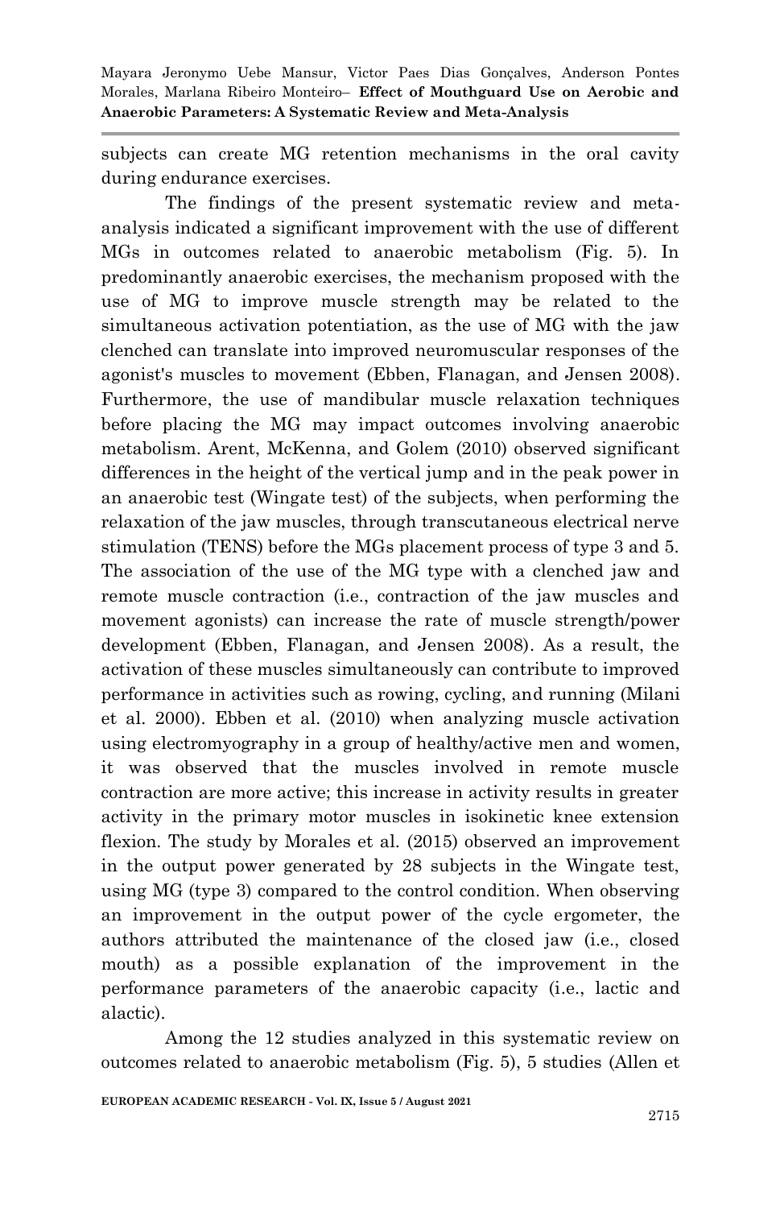subjects can create MG retention mechanisms in the oral cavity during endurance exercises.

The findings of the present systematic review and meta-analysis indicated a significant improvement with the use of different MGs in outcomes related to anaerobic metabolism (Fig. 5). In predominantly anaerobic exercises, the mechanism proposed with the use of MG to improve muscle strength may be related to the simultaneous activation potentiation, as the use of MG with the jaw clenched can translate into improved neuromuscular responses of the agonist's muscles to movement (Ebben, Flanagan, and Jensen 2008). Furthermore, the use of mandibular muscle relaxation techniques before placing the MG may impact outcomes involving anaerobic metabolism. Arent, McKenna, and Golem (2010) observed significant differences in the height of the vertical jump and in the peak power in an anaerobic test (Wingate test) of the subjects, when performing the relaxation of the jaw muscles, through transcutaneous electrical nerve stimulation (TENS) before the MGs placement process of type 3 and 5. The association of the use of the MG type with a clenched jaw and remote muscle contraction (i.e., contraction of the jaw muscles and movement agonists) can increase the rate of muscle strength/power development (Ebben, Flanagan, and Jensen 2008). As a result, the activation of these muscles simultaneously can contribute to improved performance in activities such as rowing, cycling, and running (Milani et al. 2000). Ebben et al. (2010) when analyzing muscle activation using electromyography in a group of healthy/active men and women, it was observed that the muscles involved in remote muscle contraction are more active; this increase in activity results in greater activity in the primary motor muscles in isokinetic knee extension flexion. The study by Morales et al. (2015) observed an improvement in the output power generated by 28 subjects in the Wingate test, using MG (type 3) compared to the control condition. When observing an improvement in the output power of the cycle ergometer, the authors attributed the maintenance of the closed jaw (i.e., closed mouth) as a possible explanation of the improvement in the performance parameters of the anaerobic capacity (i.e., lactic and alactic).

Among the 12 studies analyzed in this systematic review on outcomes related to anaerobic metabolism (Fig. 5), 5 studies (Allen et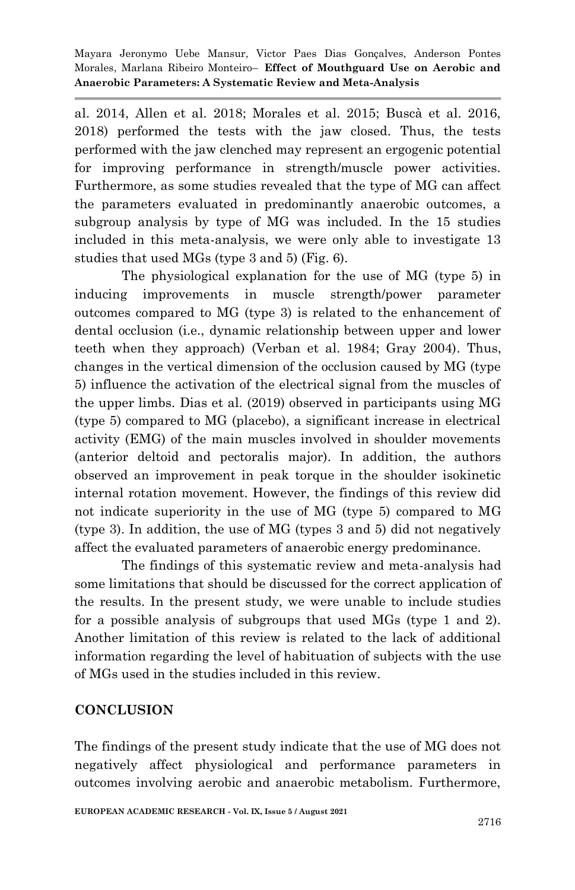al. 2014, Allen et al. 2018; Morales et al. 2015; Buscà et al. 2016, 2018) performed the tests with the jaw closed. Thus, the tests performed with the jaw clenched may represent an ergogenic potential for improving performance in strength/muscle power activities. Furthermore, as some studies revealed that the type of MG can affect the parameters evaluated in predominantly anaerobic outcomes, a subgroup analysis by type of MG was included. In the 15 studies included in this meta-analysis, we were only able to investigate 13 studies that used MGs (type 3 and 5) (Fig. 6).

The physiological explanation for the use of MG (type 5) in inducing improvements in muscle strength/power parameter outcomes compared to MG (type 3) is related to the enhancement of dental occlusion (i.e., dynamic relationship between upper and lower teeth when they approach) (Verban et al. 1984; Gray 2004). Thus, changes in the vertical dimension of the occlusion caused by MG (type 5) influence the activation of the electrical signal from the muscles of the upper limbs. Dias et al. (2019) observed in participants using MG (type 5) compared to MG (placebo), a significant increase in electrical activity (EMG) of the main muscles involved in shoulder movements (anterior deltoid and pectoralis major). In addition, the authors observed an improvement in peak torque in the shoulder isokinetic internal rotation movement. However, the findings of this review did not indicate superiority in the use of MG (type 5) compared to MG (type 3). In addition, the use of MG (types 3 and 5) did not negatively affect the evaluated parameters of anaerobic energy predominance.

The findings of this systematic review and meta-analysis had some limitations that should be discussed for the correct application of the results. In the present study, we were unable to include studies for a possible analysis of subgroups that used MGs (type 1 and 2). Another limitation of this review is related to the lack of additional information regarding the level of habituation of subjects with the use of MGs used in the studies included in this review.

## CONCLUSION

The findings of the present study indicate that the use of MG does not negatively affect physiological and performance parameters in outcomes involving aerobic and anaerobic metabolism. Furthermore,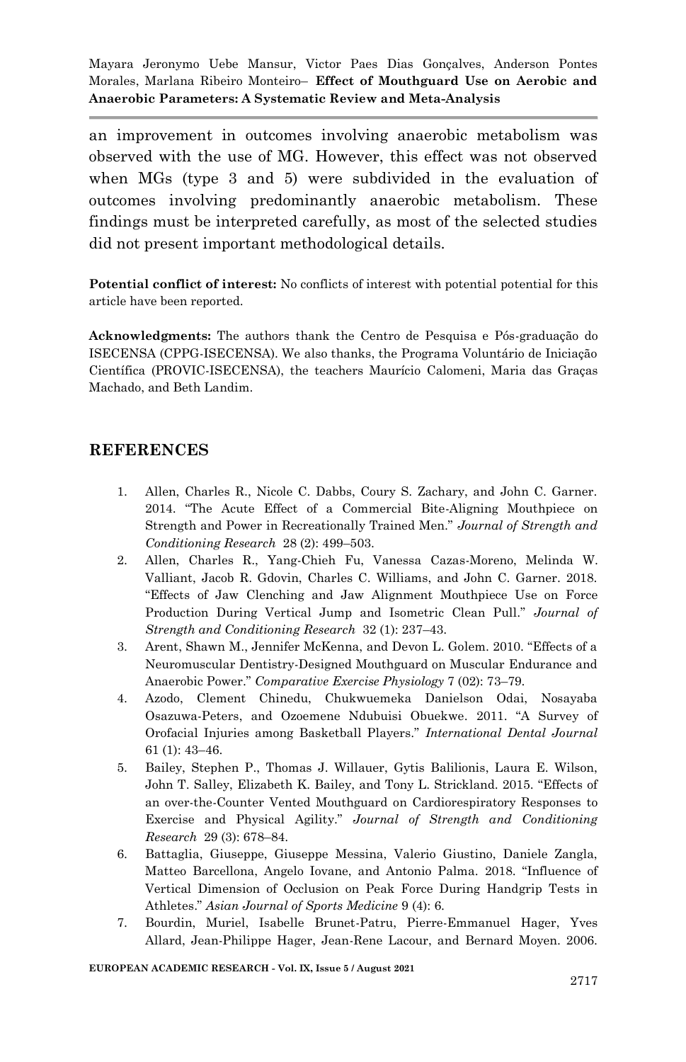an improvement in outcomes involving anaerobic metabolism was observed with the use of MG. However, this effect was not observed when MGs (type 3 and 5) were subdivided in the evaluation of outcomes involving predominantly anaerobic metabolism. These findings must be interpreted carefully, as most of the selected studies did not present important methodological details.

**Potential conflict of interest:** No conflicts of interest with potential potential for this article have been reported.

**Acknowledgments:** The authors thank the Centro de Pesquisa e Pós-graduação do ISECENSA (CPPG-ISECENSA). We also thanks, the Programa Voluntário de Iniciação Científica (PROVIC-ISECENSA), the teachers Maurício Calomeni, Maria das Graças Machado, and Beth Landim.

## REFERENCES

1. Allen, Charles R., Nicole C. Dabbs, Coury S. Zachary, and John C. Garner. 2014. "The Acute Effect of a Commercial Bite-Aligning Mouthpiece on Strength and Power in Recreationally Trained Men." *Journal of Strength and Conditioning Research* 28 (2): 499–503.
2. Allen, Charles R., Yang-Chieh Fu, Vanessa Cazas-Moreno, Melinda W. Valliant, Jacob R. Gdovin, Charles C. Williams, and John C. Garner. 2018. "Effects of Jaw Clenching and Jaw Alignment Mouthpiece Use on Force Production During Vertical Jump and Isometric Clean Pull." *Journal of Strength and Conditioning Research* 32 (1): 237–43.
3. Arent, Shawn M., Jennifer McKenna, and Devon L. Golem. 2010. "Effects of a Neuromuscular Dentistry-Designed Mouthguard on Muscular Endurance and Anaerobic Power." *Comparative Exercise Physiology* 7 (02): 73–79.
4. Azodo, Clement Chinedu, Chukwuemeka Danielson Odai, Nosayaba Osazuwa-Peters, and Ozoemene Ndubuisi Obuekwe. 2011. "A Survey of Orofacial Injuries among Basketball Players." *International Dental Journal* 61 (1): 43–46.
5. Bailey, Stephen P., Thomas J. Willauer, Gytis Balilionis, Laura E. Wilson, John T. Salley, Elizabeth K. Bailey, and Tony L. Strickland. 2015. "Effects of an over-the-Counter Vented Mouthguard on Cardiorespiratory Responses to Exercise and Physical Agility." *Journal of Strength and Conditioning Research* 29 (3): 678–84.
6. Battaglia, Giuseppe, Giuseppe Messina, Valerio Giustino, Daniele Zangla, Matteo Barcellona, Angelo Iovane, and Antonio Palma. 2018. "Influence of Vertical Dimension of Occlusion on Peak Force During Handgrip Tests in Athletes." *Asian Journal of Sports Medicine* 9 (4): 6.
7. Bourdin, Muriel, Isabelle Brunet-Patru, Pierre-Emmanuel Hager, Yves Allard, Jean-Philippe Hager, Jean-Rene Lacour, and Bernard Moyen. 2006.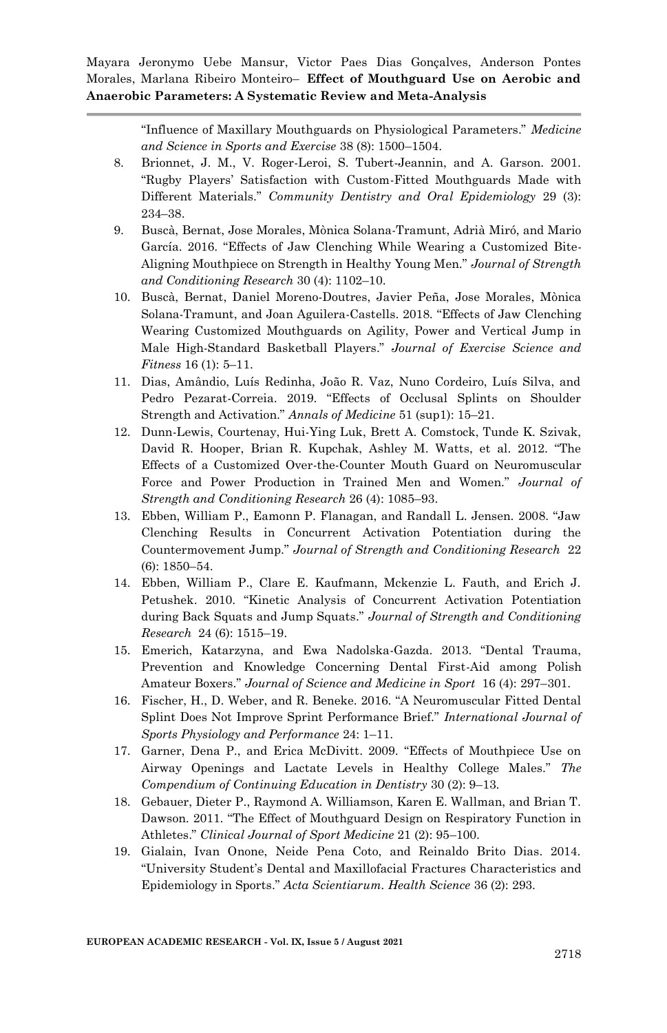"Influence of Maxillary Mouthguards on Physiological Parameters." *Medicine and Science in Sports and Exercise* 38 (8): 1500–1504.

8. Brionnet, J. M., V. Roger-Leroi, S. Tubert-Jeannin, and A. Garson. 2001. "Rugby Players' Satisfaction with Custom-Fitted Mouthguards Made with Different Materials." *Community Dentistry and Oral Epidemiology* 29 (3): 234–38.
9. Buscà, Bernat, Jose Morales, Mònica Solana-Tramunt, Adrià Miró, and Mario García. 2016. "Effects of Jaw Clenching While Wearing a Customized Bite-Aligning Mouthpiece on Strength in Healthy Young Men." *Journal of Strength and Conditioning Research* 30 (4): 1102–10.
10. Buscà, Bernat, Daniel Moreno-Doutres, Javier Peña, Jose Morales, Mònica Solana-Tramunt, and Joan Aguilera-Castells. 2018. "Effects of Jaw Clenching Wearing Customized Mouthguards on Agility, Power and Vertical Jump in Male High-Standard Basketball Players." *Journal of Exercise Science and Fitness* 16 (1): 5–11.
11. Dias, Amândio, Luís Redinha, João R. Vaz, Nuno Cordeiro, Luís Silva, and Pedro Pezarat-Correia. 2019. "Effects of Occlusal Splints on Shoulder Strength and Activation." *Annals of Medicine* 51 (sup1): 15–21.
12. Dunn-Lewis, Courtenay, Hui-Ying Luk, Brett A. Comstock, Tunde K. Szivak, David R. Hooper, Brian R. Kupchak, Ashley M. Watts, et al. 2012. "The Effects of a Customized Over-the-Counter Mouth Guard on Neuromuscular Force and Power Production in Trained Men and Women." *Journal of Strength and Conditioning Research* 26 (4): 1085–93.
13. Ebben, William P., Eamonn P. Flanagan, and Randall L. Jensen. 2008. "Jaw Clenching Results in Concurrent Activation Potentiation during the Countermovement Jump." *Journal of Strength and Conditioning Research* 22 (6): 1850–54.
14. Ebben, William P., Clare E. Kaufmann, Mckenzie L. Fauth, and Erich J. Petushek. 2010. "Kinetic Analysis of Concurrent Activation Potentiation during Back Squats and Jump Squats." *Journal of Strength and Conditioning Research* 24 (6): 1515–19.
15. Emerich, Katarzyna, and Ewa Nadolska-Gazda. 2013. "Dental Trauma, Prevention and Knowledge Concerning Dental First-Aid among Polish Amateur Boxers." *Journal of Science and Medicine in Sport* 16 (4): 297–301.
16. Fischer, H., D. Weber, and R. Beneke. 2016. "A Neuromuscular Fitted Dental Splint Does Not Improve Sprint Performance Brief." *International Journal of Sports Physiology and Performance* 24: 1–11.
17. Garner, Dena P., and Erica McDivitt. 2009. "Effects of Mouthpiece Use on Airway Openings and Lactate Levels in Healthy College Males." *The Compendium of Continuing Education in Dentistry* 30 (2): 9–13.
18. Gebauer, Dieter P., Raymond A. Williamson, Karen E. Wallman, and Brian T. Dawson. 2011. "The Effect of Mouthguard Design on Respiratory Function in Athletes." *Clinical Journal of Sport Medicine* 21 (2): 95–100.
19. Gialain, Ivan Onone, Neide Pena Coto, and Reinaldo Brito Dias. 2014. "University Student's Dental and Maxillofacial Fractures Characteristics and Epidemiology in Sports." *Acta Scientiarum. Health Science* 36 (2): 293.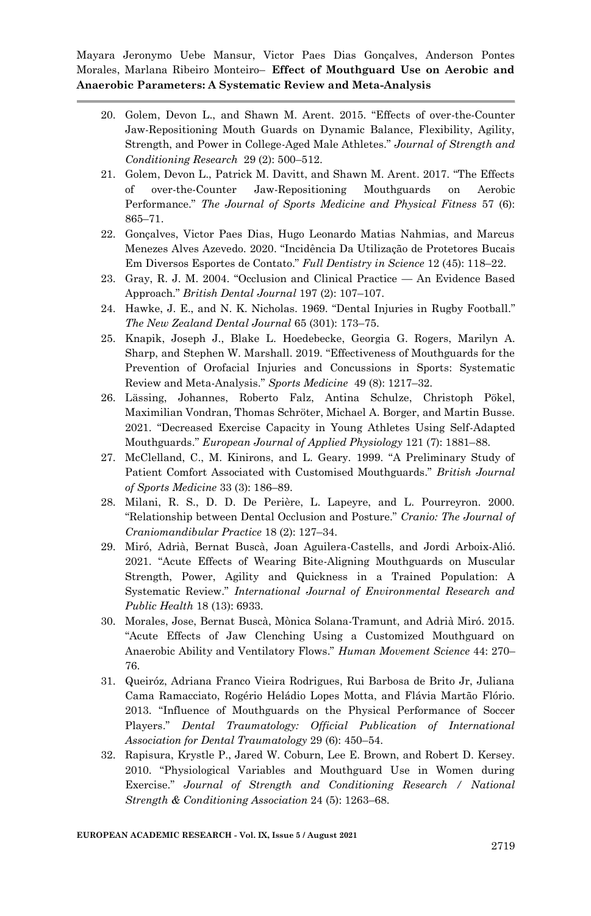20. Golem, Devon L., and Shawn M. Arent. 2015. "Effects of over-the-Counter Jaw-Repositioning Mouth Guards on Dynamic Balance, Flexibility, Agility, Strength, and Power in College-Aged Male Athletes." *Journal of Strength and Conditioning Research* 29 (2): 500–512.
21. Golem, Devon L., Patrick M. Davitt, and Shawn M. Arent. 2017. "The Effects of over-the-Counter Jaw-Repositioning Mouthguards on Aerobic Performance." *The Journal of Sports Medicine and Physical Fitness* 57 (6): 865–71.
22. Gonçalves, Victor Paes Dias, Hugo Leonardo Matias Nahmias, and Marcus Menezes Alves Azevedo. 2020. "Incidência Da Utilização de Protetores Bucais Em Diversos Esportes de Contato." *Full Dentistry in Science* 12 (45): 118–22.
23. Gray, R. J. M. 2004. "Occlusion and Clinical Practice — An Evidence Based Approach." *British Dental Journal* 197 (2): 107–107.
24. Hawke, J. E., and N. K. Nicholas. 1969. "Dental Injuries in Rugby Football." *The New Zealand Dental Journal* 65 (301): 173–75.
25. Knapik, Joseph J., Blake L. Hoedebecke, Georgia G. Rogers, Marilyn A. Sharp, and Stephen W. Marshall. 2019. "Effectiveness of Mouthguards for the Prevention of Orofacial Injuries and Concussions in Sports: Systematic Review and Meta-Analysis." *Sports Medicine* 49 (8): 1217–32.
26. Lässing, Johannes, Roberto Falz, Antina Schulze, Christoph Pökel, Maximilian Vondran, Thomas Schröter, Michael A. Borger, and Martin Busse. 2021. "Decreased Exercise Capacity in Young Athletes Using Self-Adapted Mouthguards." *European Journal of Applied Physiology* 121 (7): 1881–88.
27. McClelland, C., M. Kinirons, and L. Geary. 1999. "A Preliminary Study of Patient Comfort Associated with Customised Mouthguards." *British Journal of Sports Medicine* 33 (3): 186–89.
28. Milani, R. S., D. D. De Perière, L. Lapeyre, and L. Pourreyron. 2000. "Relationship between Dental Occlusion and Posture." *Cranio: The Journal of Craniomandibular Practice* 18 (2): 127–34.
29. Miró, Adrià, Bernat Buscà, Joan Aguilera-Castells, and Jordi Arboix-Alió. 2021. "Acute Effects of Wearing Bite-Aligning Mouthguards on Muscular Strength, Power, Agility and Quickness in a Trained Population: A Systematic Review." *International Journal of Environmental Research and Public Health* 18 (13): 6933.
30. Morales, Jose, Bernat Buscà, Mònica Solana-Tramunt, and Adrià Miró. 2015. "Acute Effects of Jaw Clenching Using a Customized Mouthguard on Anaerobic Ability and Ventilatory Flows." *Human Movement Science* 44: 270–76.
31. Queiróz, Adriana Franco Vieira Rodrigues, Rui Barbosa de Brito Jr, Juliana Cama Ramacciato, Rogério Heládio Lopes Motta, and Flávia Martão Flório. 2013. "Influence of Mouthguards on the Physical Performance of Soccer Players." *Dental Traumatology: Official Publication of International Association for Dental Traumatology* 29 (6): 450–54.
32. Rapisura, Krystle P., Jared W. Coburn, Lee E. Brown, and Robert D. Kersey. 2010. "Physiological Variables and Mouthguard Use in Women during Exercise." *Journal of Strength and Conditioning Research / National Strength & Conditioning Association* 24 (5): 1263–68.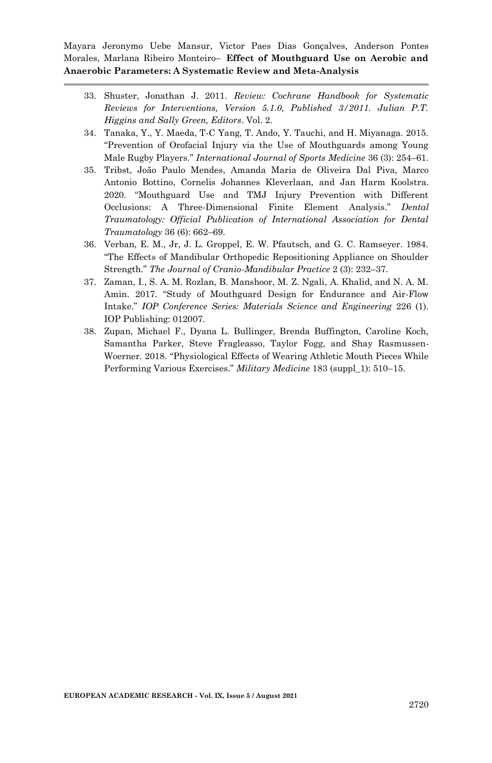33. Shuster, Jonathan J. 2011. *Review: Cochrane Handbook for Systematic Reviews for Interventions, Version 5.1.0, Published 3/2011. Julian P.T. Higgins and Sally Green, Editors*. Vol. 2.
34. Tanaka, Y., Y. Maeda, T-C Yang, T. Ando, Y. Tauchi, and H. Miyanaga. 2015. "Prevention of Orofacial Injury via the Use of Mouthguards among Young Male Rugby Players." *International Journal of Sports Medicine* 36 (3): 254–61.
35. Tribst, João Paulo Mendes, Amanda Maria de Oliveira Dal Piva, Marco Antonio Bottino, Cornelis Johannes Kleverlaan, and Jan Harm Koolstra. 2020. "Mouthguard Use and TMJ Injury Prevention with Different Occlusions: A Three-Dimensional Finite Element Analysis." *Dental Traumatology: Official Publication of International Association for Dental Traumatology* 36 (6): 662–69.
36. Verban, E. M., Jr, J. L. Groppel, E. W. Pfautsch, and G. C. Ramseyer. 1984. "The Effects of Mandibular Orthopedic Repositioning Appliance on Shoulder Strength." *The Journal of Cranio-Mandibular Practice* 2 (3): 232–37.
37. Zaman, I., S. A. M. Rozlan, B. Manshoor, M. Z. Ngali, A. Khalid, and N. A. M. Amin. 2017. "Study of Mouthguard Design for Endurance and Air-Flow Intake." *IOP Conference Series: Materials Science and Engineering* 226 (1). IOP Publishing: 012007.
38. Zupan, Michael F., Dyana L. Bullinger, Brenda Buffington, Caroline Koch, Samantha Parker, Steve Fragleasso, Taylor Fogg, and Shay Rasmussen-Woerner. 2018. "Physiological Effects of Wearing Athletic Mouth Pieces While Performing Various Exercises." *Military Medicine* 183 (suppl_1): 510–15.